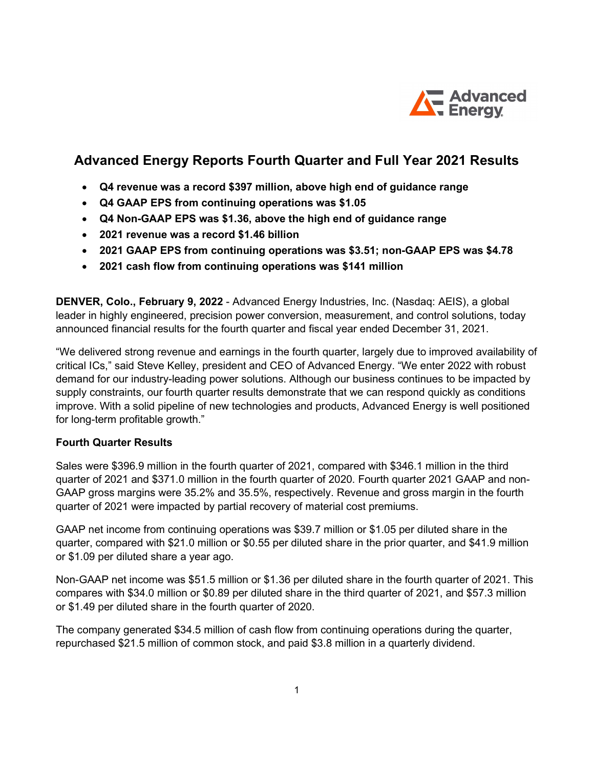# Advanced Energy Reports Fourth Quarter and Full Year 2021 Results

- **Q4 revenue was a record $397 million, above high end of guidance range**
- **Q4 GAAP EPS from continuing operations was $1.05**
- **Q4 Non-GAAP EPS was $1.36, above the high end of guidance range**
- **2021 revenue was a record $1.46 billion**
- **2021 GAAP EPS from continuing operations was $3.51; non-GAAP EPS was $4.78**
- **2021 cash flow from continuing operations was $141 million**

**DENVER, Colo., February 9, 2022** - Advanced Energy Industries, Inc. (Nasdaq: AEIS), a global leader in highly engineered, precision power conversion, measurement, and control solutions, today announced financial results for the fourth quarter and fiscal year ended December 31, 2021.

"We delivered strong revenue and earnings in the fourth quarter, largely due to improved availability of critical ICs," said Steve Kelley, president and CEO of Advanced Energy. "We enter 2022 with robust demand for our industry-leading power solutions. Although our business continues to be impacted by supply constraints, our fourth quarter results demonstrate that we can respond quickly as conditions improve. With a solid pipeline of new technologies and products, Advanced Energy is well positioned for long-term profitable growth."

**Fourth Quarter Results**

Sales were $396.9 million in the fourth quarter of 2021, compared with $346.1 million in the third quarter of 2021 and $371.0 million in the fourth quarter of 2020. Fourth quarter 2021 GAAP and non-GAAP gross margins were 35.2% and 35.5%, respectively. Revenue and gross margin in the fourth quarter of 2021 were impacted by partial recovery of material cost premiums.

GAAP net income from continuing operations was $39.7 million or $1.05 per diluted share in the quarter, compared with $21.0 million or $0.55 per diluted share in the prior quarter, and $41.9 million or $1.09 per diluted share a year ago.

Non-GAAP net income was $51.5 million or $1.36 per diluted share in the fourth quarter of 2021. This compares with $34.0 million or $0.89 per diluted share in the third quarter of 2021, and $57.3 million or $1.49 per diluted share in the fourth quarter of 2020.

The company generated $34.5 million of cash flow from continuing operations during the quarter, repurchased $21.5 million of common stock, and paid $3.8 million in a quarterly dividend.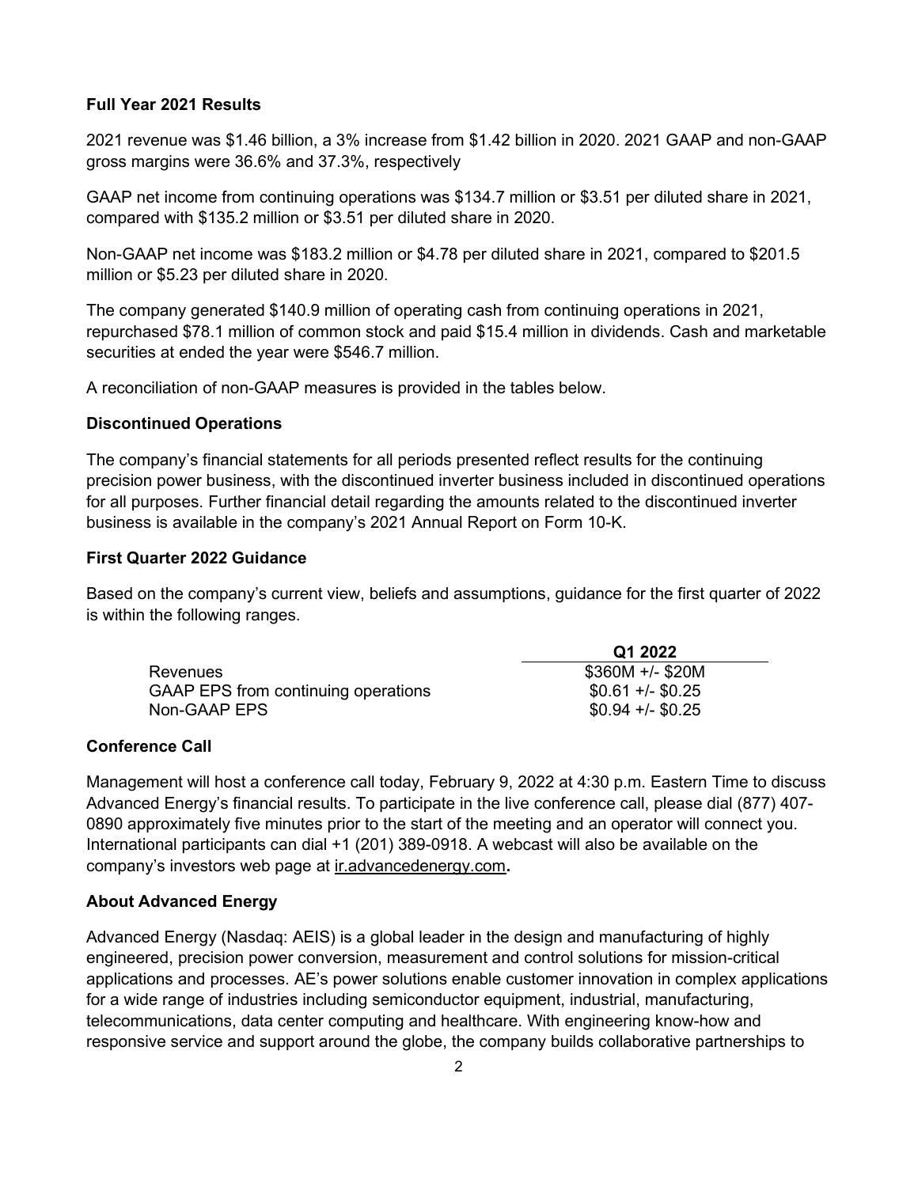**Full Year 2021 Results**

2021 revenue was $1.46 billion, a 3% increase from $1.42 billion in 2020. 2021 GAAP and non-GAAP gross margins were 36.6% and 37.3%, respectively

GAAP net income from continuing operations was $134.7 million or $3.51 per diluted share in 2021, compared with $135.2 million or $3.51 per diluted share in 2020.

Non-GAAP net income was $183.2 million or $4.78 per diluted share in 2021, compared to $201.5 million or $5.23 per diluted share in 2020.

The company generated $140.9 million of operating cash from continuing operations in 2021, repurchased $78.1 million of common stock and paid $15.4 million in dividends. Cash and marketable securities at ended the year were $546.7 million.

A reconciliation of non-GAAP measures is provided in the tables below.

**Discontinued Operations**

The company's financial statements for all periods presented reflect results for the continuing precision power business, with the discontinued inverter business included in discontinued operations for all purposes. Further financial detail regarding the amounts related to the discontinued inverter business is available in the company's 2021 Annual Report on Form 10-K.

**First Quarter 2022 Guidance**

Based on the company's current view, beliefs and assumptions, guidance for the first quarter of 2022 is within the following ranges.

| | Q1 2022 |
|---|---|
| Revenues | $360M +/- $20M |
| GAAP EPS from continuing operations | $0.61 +/- $0.25 |
| Non-GAAP EPS | $0.94 +/- $0.25 |

**Conference Call**

Management will host a conference call today, February 9, 2022 at 4:30 p.m. Eastern Time to discuss Advanced Energy's financial results. To participate in the live conference call, please dial (877) 407-0890 approximately five minutes prior to the start of the meeting and an operator will connect you. International participants can dial +1 (201) 389-0918. A webcast will also be available on the company's investors web page at ir.advancedenergy.com**.**

**About Advanced Energy**

Advanced Energy (Nasdaq: AEIS) is a global leader in the design and manufacturing of highly engineered, precision power conversion, measurement and control solutions for mission-critical applications and processes. AE's power solutions enable customer innovation in complex applications for a wide range of industries including semiconductor equipment, industrial, manufacturing, telecommunications, data center computing and healthcare. With engineering know-how and responsive service and support around the globe, the company builds collaborative partnerships to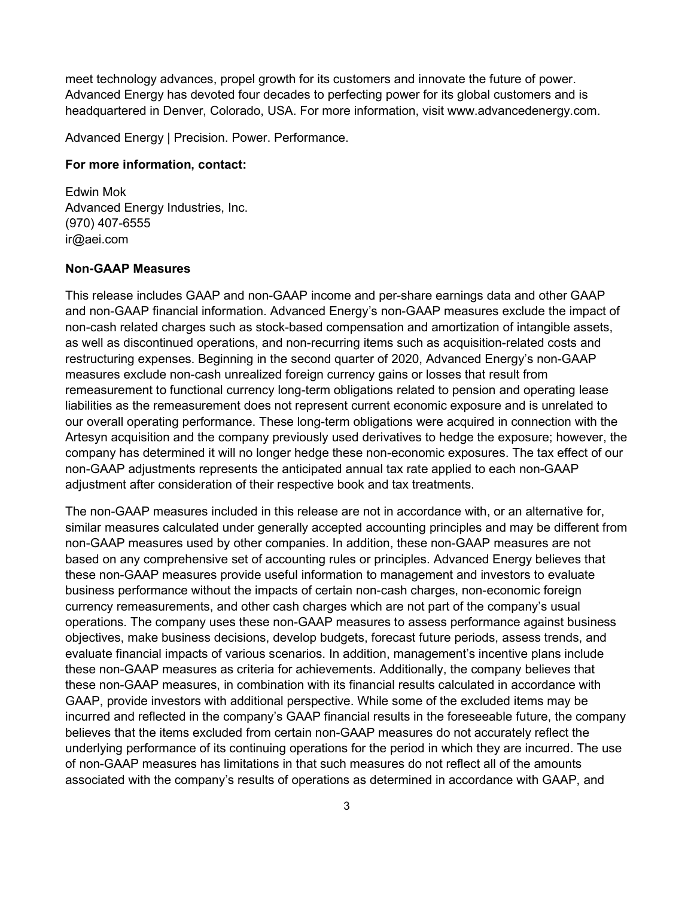meet technology advances, propel growth for its customers and innovate the future of power. Advanced Energy has devoted four decades to perfecting power for its global customers and is headquartered in Denver, Colorado, USA. For more information, visit www.advancedenergy.com.

Advanced Energy | Precision. Power. Performance.

**For more information, contact:**

Edwin Mok
Advanced Energy Industries, Inc.
(970) 407-6555
ir@aei.com

**Non-GAAP Measures**

This release includes GAAP and non-GAAP income and per-share earnings data and other GAAP and non-GAAP financial information. Advanced Energy's non-GAAP measures exclude the impact of non-cash related charges such as stock-based compensation and amortization of intangible assets, as well as discontinued operations, and non-recurring items such as acquisition-related costs and restructuring expenses. Beginning in the second quarter of 2020, Advanced Energy's non-GAAP measures exclude non-cash unrealized foreign currency gains or losses that result from remeasurement to functional currency long-term obligations related to pension and operating lease liabilities as the remeasurement does not represent current economic exposure and is unrelated to our overall operating performance. These long-term obligations were acquired in connection with the Artesyn acquisition and the company previously used derivatives to hedge the exposure; however, the company has determined it will no longer hedge these non-economic exposures. The tax effect of our non-GAAP adjustments represents the anticipated annual tax rate applied to each non-GAAP adjustment after consideration of their respective book and tax treatments.

The non-GAAP measures included in this release are not in accordance with, or an alternative for, similar measures calculated under generally accepted accounting principles and may be different from non-GAAP measures used by other companies. In addition, these non-GAAP measures are not based on any comprehensive set of accounting rules or principles. Advanced Energy believes that these non-GAAP measures provide useful information to management and investors to evaluate business performance without the impacts of certain non-cash charges, non-economic foreign currency remeasurements, and other cash charges which are not part of the company's usual operations. The company uses these non-GAAP measures to assess performance against business objectives, make business decisions, develop budgets, forecast future periods, assess trends, and evaluate financial impacts of various scenarios. In addition, management's incentive plans include these non-GAAP measures as criteria for achievements. Additionally, the company believes that these non-GAAP measures, in combination with its financial results calculated in accordance with GAAP, provide investors with additional perspective. While some of the excluded items may be incurred and reflected in the company's GAAP financial results in the foreseeable future, the company believes that the items excluded from certain non-GAAP measures do not accurately reflect the underlying performance of its continuing operations for the period in which they are incurred. The use of non-GAAP measures has limitations in that such measures do not reflect all of the amounts associated with the company's results of operations as determined in accordance with GAAP, and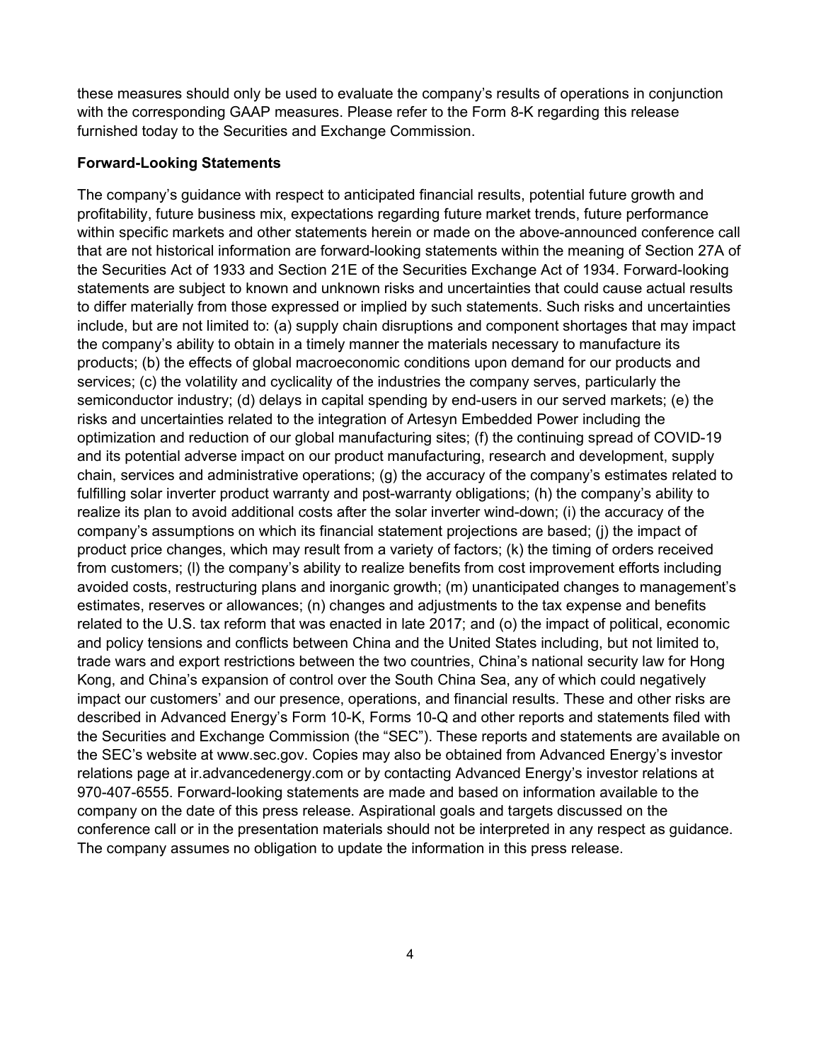these measures should only be used to evaluate the company's results of operations in conjunction with the corresponding GAAP measures. Please refer to the Form 8-K regarding this release furnished today to the Securities and Exchange Commission.

**Forward-Looking Statements**

The company's guidance with respect to anticipated financial results, potential future growth and profitability, future business mix, expectations regarding future market trends, future performance within specific markets and other statements herein or made on the above-announced conference call that are not historical information are forward-looking statements within the meaning of Section 27A of the Securities Act of 1933 and Section 21E of the Securities Exchange Act of 1934. Forward-looking statements are subject to known and unknown risks and uncertainties that could cause actual results to differ materially from those expressed or implied by such statements. Such risks and uncertainties include, but are not limited to: (a) supply chain disruptions and component shortages that may impact the company's ability to obtain in a timely manner the materials necessary to manufacture its products; (b) the effects of global macroeconomic conditions upon demand for our products and services; (c) the volatility and cyclicality of the industries the company serves, particularly the semiconductor industry; (d) delays in capital spending by end-users in our served markets; (e) the risks and uncertainties related to the integration of Artesyn Embedded Power including the optimization and reduction of our global manufacturing sites; (f) the continuing spread of COVID-19 and its potential adverse impact on our product manufacturing, research and development, supply chain, services and administrative operations; (g) the accuracy of the company's estimates related to fulfilling solar inverter product warranty and post-warranty obligations; (h) the company's ability to realize its plan to avoid additional costs after the solar inverter wind-down; (i) the accuracy of the company's assumptions on which its financial statement projections are based; (j) the impact of product price changes, which may result from a variety of factors; (k) the timing of orders received from customers; (l) the company's ability to realize benefits from cost improvement efforts including avoided costs, restructuring plans and inorganic growth; (m) unanticipated changes to management's estimates, reserves or allowances; (n) changes and adjustments to the tax expense and benefits related to the U.S. tax reform that was enacted in late 2017; and (o) the impact of political, economic and policy tensions and conflicts between China and the United States including, but not limited to, trade wars and export restrictions between the two countries, China's national security law for Hong Kong, and China's expansion of control over the South China Sea, any of which could negatively impact our customers' and our presence, operations, and financial results. These and other risks are described in Advanced Energy's Form 10-K, Forms 10-Q and other reports and statements filed with the Securities and Exchange Commission (the "SEC"). These reports and statements are available on the SEC's website at www.sec.gov. Copies may also be obtained from Advanced Energy's investor relations page at ir.advancedenergy.com or by contacting Advanced Energy's investor relations at 970-407-6555. Forward-looking statements are made and based on information available to the company on the date of this press release. Aspirational goals and targets discussed on the conference call or in the presentation materials should not be interpreted in any respect as guidance. The company assumes no obligation to update the information in this press release.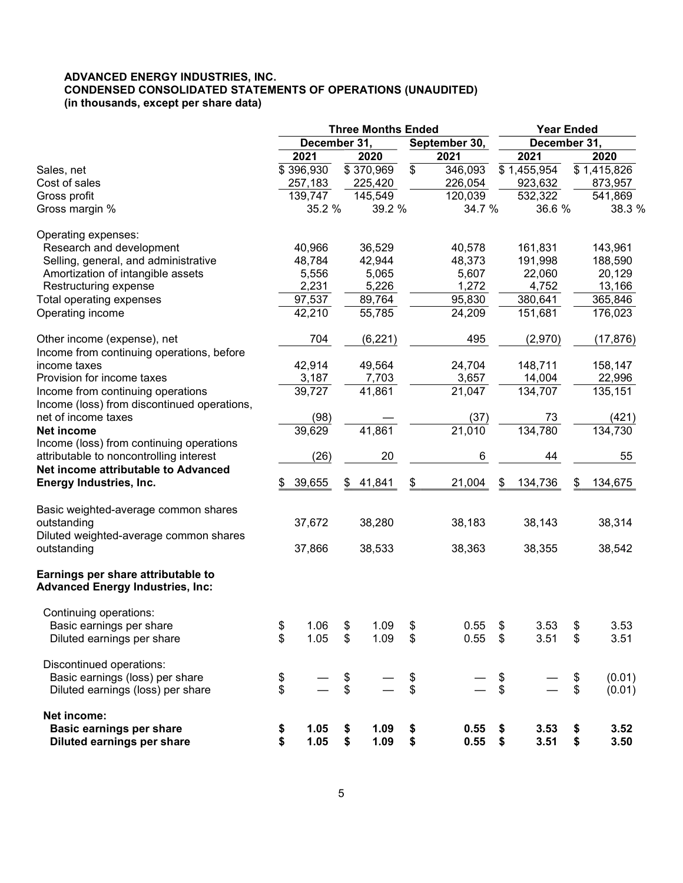**ADVANCED ENERGY INDUSTRIES, INC.**
**CONDENSED CONSOLIDATED STATEMENTS OF OPERATIONS (UNAUDITED)**
**(in thousands, except per share data)**

| | Three Months Ended | | | Year Ended | |
|---|---|---|---|---|---|
| | December 31, | | September 30, | December 31, | |
| | 2021 | 2020 | 2021 | 2021 | 2020 |
| Sales, net | $ 396,930 | $ 370,969 | $ 346,093 | $ 1,455,954 | $ 1,415,826 |
| Cost of sales | 257,183 | 225,420 | 226,054 | 923,632 | 873,957 |
| Gross profit | 139,747 | 145,549 | 120,039 | 532,322 | 541,869 |
| Gross margin % | 35.2 % | 39.2 % | 34.7 % | 36.6 % | 38.3 % |
| | | | | | |
| Operating expenses: | | | | | |
| Research and development | 40,966 | 36,529 | 40,578 | 161,831 | 143,961 |
| Selling, general, and administrative | 48,784 | 42,944 | 48,373 | 191,998 | 188,590 |
| Amortization of intangible assets | 5,556 | 5,065 | 5,607 | 22,060 | 20,129 |
| Restructuring expense | 2,231 | 5,226 | 1,272 | 4,752 | 13,166 |
| Total operating expenses | 97,537 | 89,764 | 95,830 | 380,641 | 365,846 |
| Operating income | 42,210 | 55,785 | 24,209 | 151,681 | 176,023 |
| | | | | | |
| Other income (expense), net | 704 | (6,221) | 495 | (2,970) | (17,876) |
| Income from continuing operations, before income taxes | 42,914 | 49,564 | 24,704 | 148,711 | 158,147 |
| Provision for income taxes | 3,187 | 7,703 | 3,657 | 14,004 | 22,996 |
| Income from continuing operations | 39,727 | 41,861 | 21,047 | 134,707 | 135,151 |
| Income (loss) from discontinued operations, net of income taxes | (98) | — | (37) | 73 | (421) |
| **Net income** | 39,629 | 41,861 | 21,010 | 134,780 | 134,730 |
| Income (loss) from continuing operations attributable to noncontrolling interest | (26) | 20 | 6 | 44 | 55 |
| **Net income attributable to Advanced Energy Industries, Inc.** | $ 39,655 | $ 41,841 | $ 21,004 | $ 134,736 | $ 134,675 |
| | | | | | |
| Basic weighted-average common shares outstanding | 37,672 | 38,280 | 38,183 | 38,143 | 38,314 |
| Diluted weighted-average common shares outstanding | 37,866 | 38,533 | 38,363 | 38,355 | 38,542 |
| | | | | | |
| **Earnings per share attributable to Advanced Energy Industries, Inc:** | | | | | |
| | | | | | |
| Continuing operations: | | | | | |
| Basic earnings per share | $ 1.06 | $ 1.09 | $ 0.55 | $ 3.53 | $ 3.53 |
| Diluted earnings per share | $ 1.05 | $ 1.09 | $ 0.55 | $ 3.51 | $ 3.51 |
| | | | | | |
| Discontinued operations: | | | | | |
| Basic earnings (loss) per share | $ — | $ — | $ — | $ — | $ (0.01) |
| Diluted earnings (loss) per share | $ — | $ — | $ — | $ — | $ (0.01) |
| | | | | | |
| **Net income:** | | | | | |
| **Basic earnings per share** | **$ 1.05** | **$ 1.09** | **$ 0.55** | **$ 3.53** | **$ 3.52** |
| **Diluted earnings per share** | **$ 1.05** | **$ 1.09** | **$ 0.55** | **$ 3.51** | **$ 3.50** |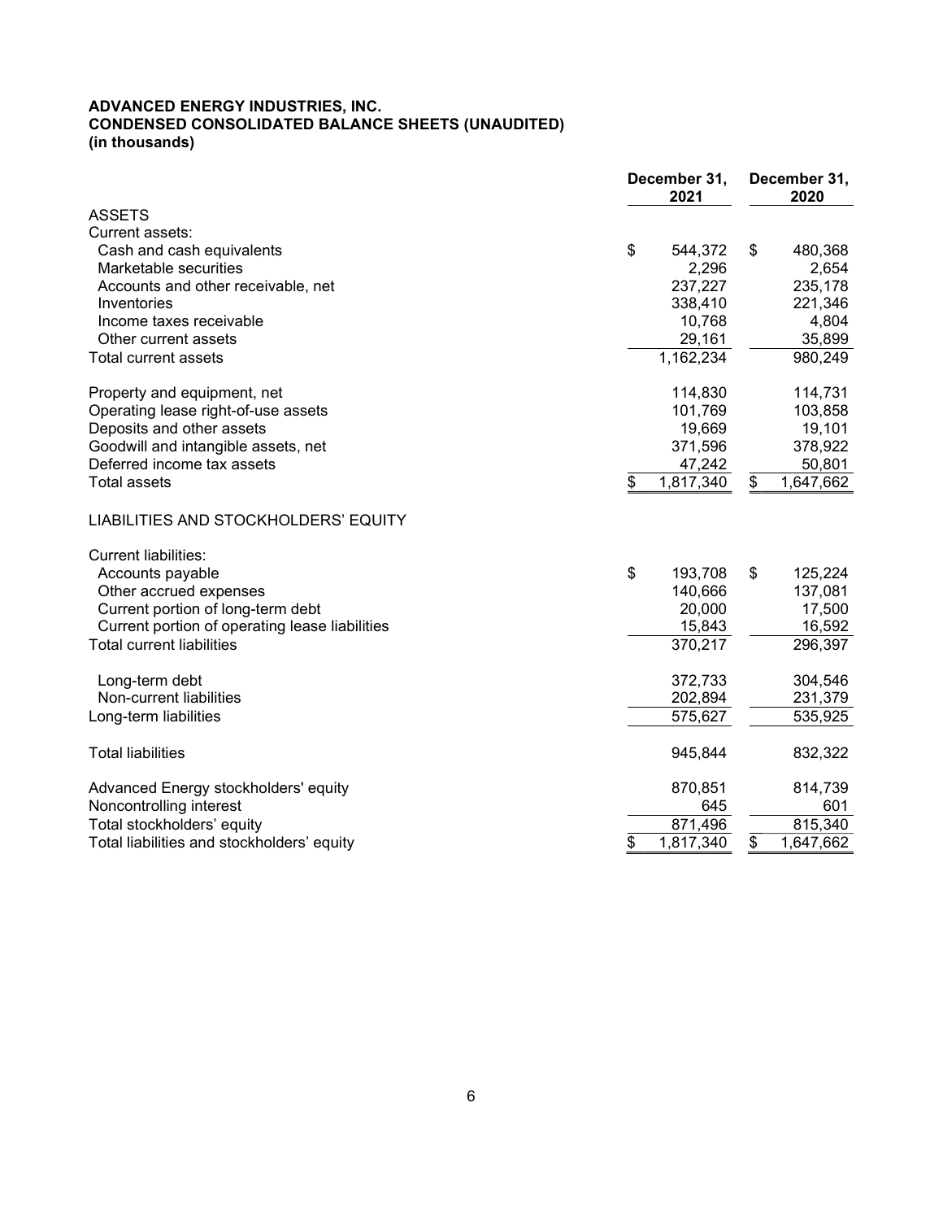**ADVANCED ENERGY INDUSTRIES, INC.**
**CONDENSED CONSOLIDATED BALANCE SHEETS (UNAUDITED)**
**(in thousands)**

| | December 31, 2021 | December 31, 2020 |
|---|---|---|
| ASSETS | | |
| Current assets: | | |
| Cash and cash equivalents | $ 544,372 | $ 480,368 |
| Marketable securities | 2,296 | 2,654 |
| Accounts and other receivable, net | 237,227 | 235,178 |
| Inventories | 338,410 | 221,346 |
| Income taxes receivable | 10,768 | 4,804 |
| Other current assets | 29,161 | 35,899 |
| Total current assets | 1,162,234 | 980,249 |
| | | |
| Property and equipment, net | 114,830 | 114,731 |
| Operating lease right-of-use assets | 101,769 | 103,858 |
| Deposits and other assets | 19,669 | 19,101 |
| Goodwill and intangible assets, net | 371,596 | 378,922 |
| Deferred income tax assets | 47,242 | 50,801 |
| Total assets | $ 1,817,340 | $ 1,647,662 |
| | | |
| LIABILITIES AND STOCKHOLDERS' EQUITY | | |
| | | |
| Current liabilities: | | |
| Accounts payable | $ 193,708 | $ 125,224 |
| Other accrued expenses | 140,666 | 137,081 |
| Current portion of long-term debt | 20,000 | 17,500 |
| Current portion of operating lease liabilities | 15,843 | 16,592 |
| Total current liabilities | 370,217 | 296,397 |
| | | |
| Long-term debt | 372,733 | 304,546 |
| Non-current liabilities | 202,894 | 231,379 |
| Long-term liabilities | 575,627 | 535,925 |
| | | |
| Total liabilities | 945,844 | 832,322 |
| | | |
| Advanced Energy stockholders' equity | 870,851 | 814,739 |
| Noncontrolling interest | 645 | 601 |
| Total stockholders' equity | 871,496 | 815,340 |
| Total liabilities and stockholders' equity | $ 1,817,340 | $ 1,647,662 |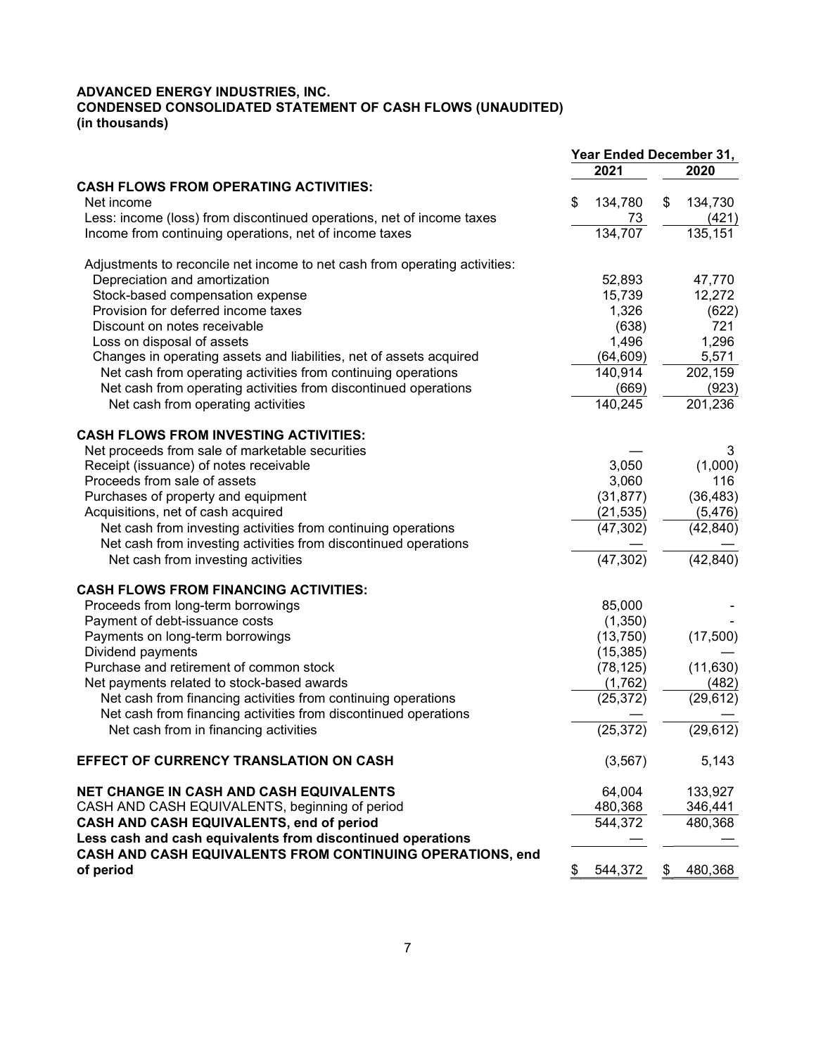**ADVANCED ENERGY INDUSTRIES, INC.**
**CONDENSED CONSOLIDATED STATEMENT OF CASH FLOWS (UNAUDITED)**
**(in thousands)**

| | Year Ended December 31, | |
|---|---|---|
| | 2021 | 2020 |
| **CASH FLOWS FROM OPERATING ACTIVITIES:** | | |
| Net income | $ 134,780 | $ 134,730 |
| Less: income (loss) from discontinued operations, net of income taxes | 73 | (421) |
| Income from continuing operations, net of income taxes | 134,707 | 135,151 |
| Adjustments to reconcile net income to net cash from operating activities: | | |
| Depreciation and amortization | 52,893 | 47,770 |
| Stock-based compensation expense | 15,739 | 12,272 |
| Provision for deferred income taxes | 1,326 | (622) |
| Discount on notes receivable | (638) | 721 |
| Loss on disposal of assets | 1,496 | 1,296 |
| Changes in operating assets and liabilities, net of assets acquired | (64,609) | 5,571 |
| Net cash from operating activities from continuing operations | 140,914 | 202,159 |
| Net cash from operating activities from discontinued operations | (669) | (923) |
| Net cash from operating activities | 140,245 | 201,236 |
| **CASH FLOWS FROM INVESTING ACTIVITIES:** | | |
| Net proceeds from sale of marketable securities | — | 3 |
| Receipt (issuance) of notes receivable | 3,050 | (1,000) |
| Proceeds from sale of assets | 3,060 | 116 |
| Purchases of property and equipment | (31,877) | (36,483) |
| Acquisitions, net of cash acquired | (21,535) | (5,476) |
| Net cash from investing activities from continuing operations | (47,302) | (42,840) |
| Net cash from investing activities from discontinued operations | — | — |
| Net cash from investing activities | (47,302) | (42,840) |
| **CASH FLOWS FROM FINANCING ACTIVITIES:** | | |
| Proceeds from long-term borrowings | 85,000 | - |
| Payment of debt-issuance costs | (1,350) | - |
| Payments on long-term borrowings | (13,750) | (17,500) |
| Dividend payments | (15,385) | — |
| Purchase and retirement of common stock | (78,125) | (11,630) |
| Net payments related to stock-based awards | (1,762) | (482) |
| Net cash from financing activities from continuing operations | (25,372) | (29,612) |
| Net cash from financing activities from discontinued operations | — | — |
| Net cash from in financing activities | (25,372) | (29,612) |
| **EFFECT OF CURRENCY TRANSLATION ON CASH** | (3,567) | 5,143 |
| **NET CHANGE IN CASH AND CASH EQUIVALENTS** | 64,004 | 133,927 |
| CASH AND CASH EQUIVALENTS, beginning of period | 480,368 | 346,441 |
| **CASH AND CASH EQUIVALENTS, end of period** | 544,372 | 480,368 |
| **Less cash and cash equivalents from discontinued operations** | — | — |
| **CASH AND CASH EQUIVALENTS FROM CONTINUING OPERATIONS, end of period** | $ 544,372 | $ 480,368 |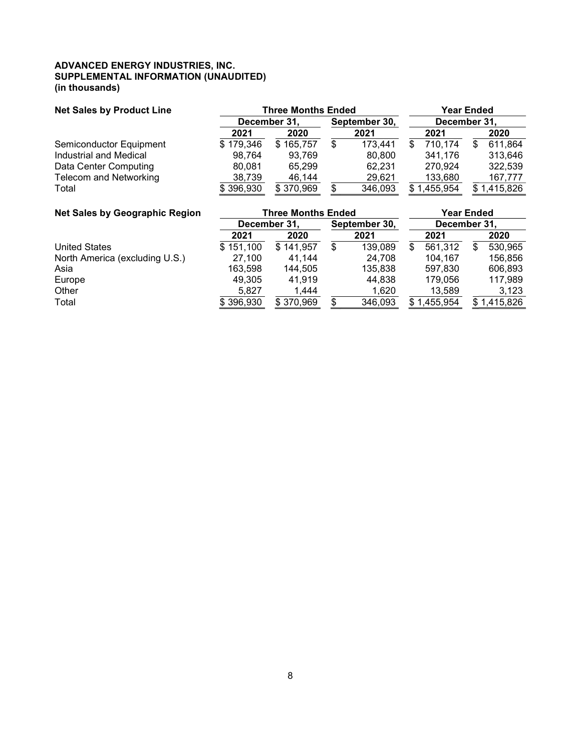**ADVANCED ENERGY INDUSTRIES, INC.**
**SUPPLEMENTAL INFORMATION (UNAUDITED)**
**(in thousands)**

| **Net Sales by Product Line** | **Three Months Ended** | | | **Year Ended** | |
|---|---|---|---|---|---|
| | **December 31,** | | **September 30,** | **December 31,** | |
| | **2021** | **2020** | **2021** | **2021** | **2020** |
| Semiconductor Equipment | $ 179,346 | $ 165,757 | $ 173,441 | $ 710,174 | $ 611,864 |
| Industrial and Medical | 98,764 | 93,769 | 80,800 | 341,176 | 313,646 |
| Data Center Computing | 80,081 | 65,299 | 62,231 | 270,924 | 322,539 |
| Telecom and Networking | 38,739 | 46,144 | 29,621 | 133,680 | 167,777 |
| Total | $ 396,930 | $ 370,969 | $ 346,093 | $ 1,455,954 | $ 1,415,826 |

| **Net Sales by Geographic Region** | **Three Months Ended** | | | **Year Ended** | |
|---|---|---|---|---|---|
| | **December 31,** | | **September 30,** | **December 31,** | |
| | **2021** | **2020** | **2021** | **2021** | **2020** |
| United States | $ 151,100 | $ 141,957 | $ 139,089 | $ 561,312 | $ 530,965 |
| North America (excluding U.S.) | 27,100 | 41,144 | 24,708 | 104,167 | 156,856 |
| Asia | 163,598 | 144,505 | 135,838 | 597,830 | 606,893 |
| Europe | 49,305 | 41,919 | 44,838 | 179,056 | 117,989 |
| Other | 5,827 | 1,444 | 1,620 | 13,589 | 3,123 |
| Total | $ 396,930 | $ 370,969 | $ 346,093 | $ 1,455,954 | $ 1,415,826 |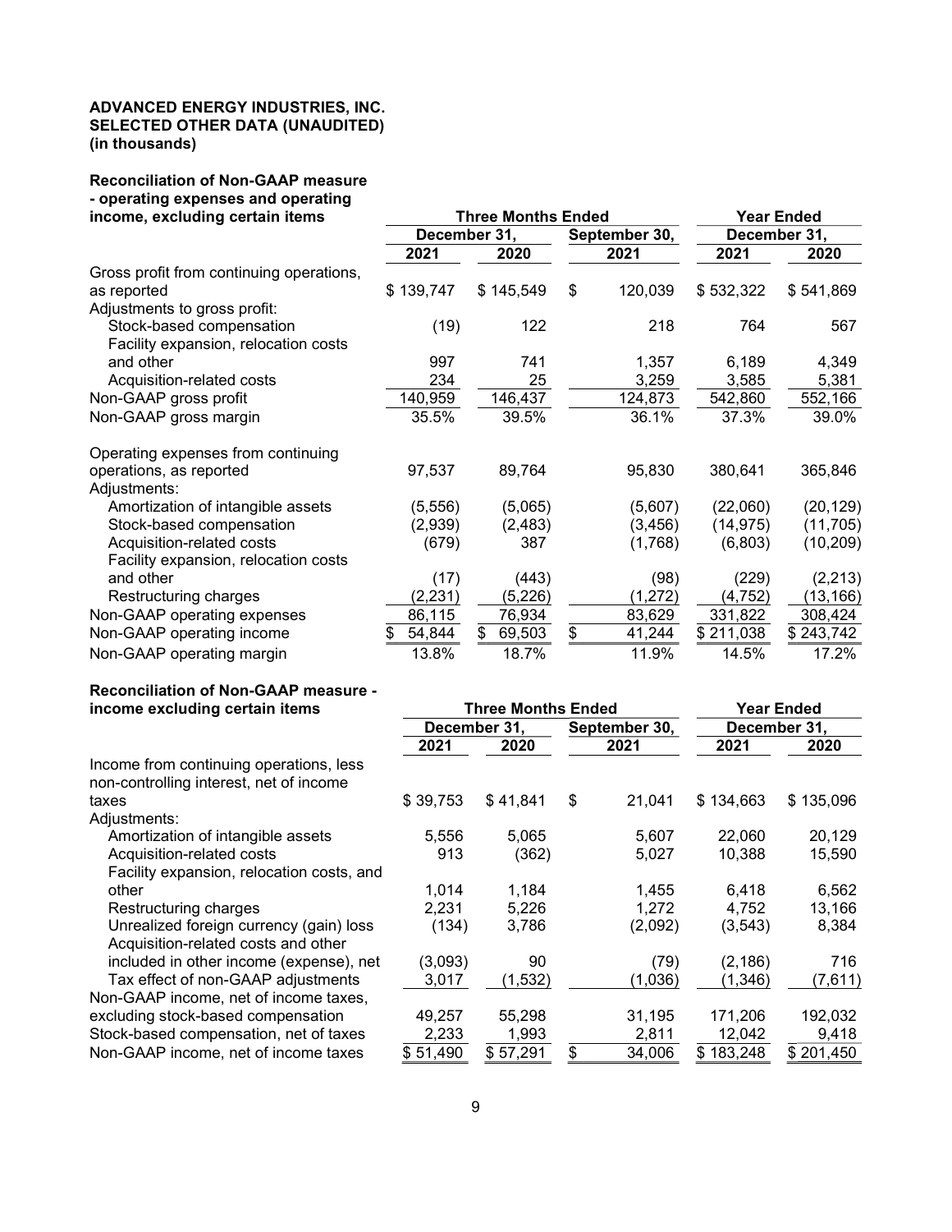**ADVANCED ENERGY INDUSTRIES, INC.**
**SELECTED OTHER DATA (UNAUDITED)**
**(in thousands)**

**Reconciliation of Non-GAAP measure - operating expenses and operating income, excluding certain items**

| | Three Months Ended | | | Year Ended | |
|---|---|---|---|---|---|
| | December 31, | | September 30, | December 31, | |
| | 2021 | 2020 | 2021 | 2021 | 2020 |
| Gross profit from continuing operations, as reported | $ 139,747 | $ 145,549 | $ 120,039 | $ 532,322 | $ 541,869 |
| Adjustments to gross profit: | | | | | |
| Stock-based compensation | (19) | 122 | 218 | 764 | 567 |
| Facility expansion, relocation costs and other | 997 | 741 | 1,357 | 6,189 | 4,349 |
| Acquisition-related costs | 234 | 25 | 3,259 | 3,585 | 5,381 |
| Non-GAAP gross profit | 140,959 | 146,437 | 124,873 | 542,860 | 552,166 |
| Non-GAAP gross margin | 35.5% | 39.5% | 36.1% | 37.3% | 39.0% |
| | | | | | |
| Operating expenses from continuing operations, as reported | 97,537 | 89,764 | 95,830 | 380,641 | 365,846 |
| Adjustments: | | | | | |
| Amortization of intangible assets | (5,556) | (5,065) | (5,607) | (22,060) | (20,129) |
| Stock-based compensation | (2,939) | (2,483) | (3,456) | (14,975) | (11,705) |
| Acquisition-related costs | (679) | 387 | (1,768) | (6,803) | (10,209) |
| Facility expansion, relocation costs and other | (17) | (443) | (98) | (229) | (2,213) |
| Restructuring charges | (2,231) | (5,226) | (1,272) | (4,752) | (13,166) |
| Non-GAAP operating expenses | 86,115 | 76,934 | 83,629 | 331,822 | 308,424 |
| Non-GAAP operating income | $ 54,844 | $ 69,503 | $ 41,244 | $ 211,038 | $ 243,742 |
| Non-GAAP operating margin | 13.8% | 18.7% | 11.9% | 14.5% | 17.2% |

**Reconciliation of Non-GAAP measure - income excluding certain items**

| | Three Months Ended | | | Year Ended | |
|---|---|---|---|---|---|
| | December 31, | | September 30, | December 31, | |
| | 2021 | 2020 | 2021 | 2021 | 2020 |
| Income from continuing operations, less non-controlling interest, net of income taxes | $ 39,753 | $ 41,841 | $ 21,041 | $ 134,663 | $ 135,096 |
| Adjustments: | | | | | |
| Amortization of intangible assets | 5,556 | 5,065 | 5,607 | 22,060 | 20,129 |
| Acquisition-related costs | 913 | (362) | 5,027 | 10,388 | 15,590 |
| Facility expansion, relocation costs, and other | 1,014 | 1,184 | 1,455 | 6,418 | 6,562 |
| Restructuring charges | 2,231 | 5,226 | 1,272 | 4,752 | 13,166 |
| Unrealized foreign currency (gain) loss | (134) | 3,786 | (2,092) | (3,543) | 8,384 |
| Acquisition-related costs and other included in other income (expense), net | (3,093) | 90 | (79) | (2,186) | 716 |
| Tax effect of non-GAAP adjustments | 3,017 | (1,532) | (1,036) | (1,346) | (7,611) |
| Non-GAAP income, net of income taxes, excluding stock-based compensation | 49,257 | 55,298 | 31,195 | 171,206 | 192,032 |
| Stock-based compensation, net of taxes | 2,233 | 1,993 | 2,811 | 12,042 | 9,418 |
| Non-GAAP income, net of income taxes | $ 51,490 | $ 57,291 | $ 34,006 | $ 183,248 | $ 201,450 |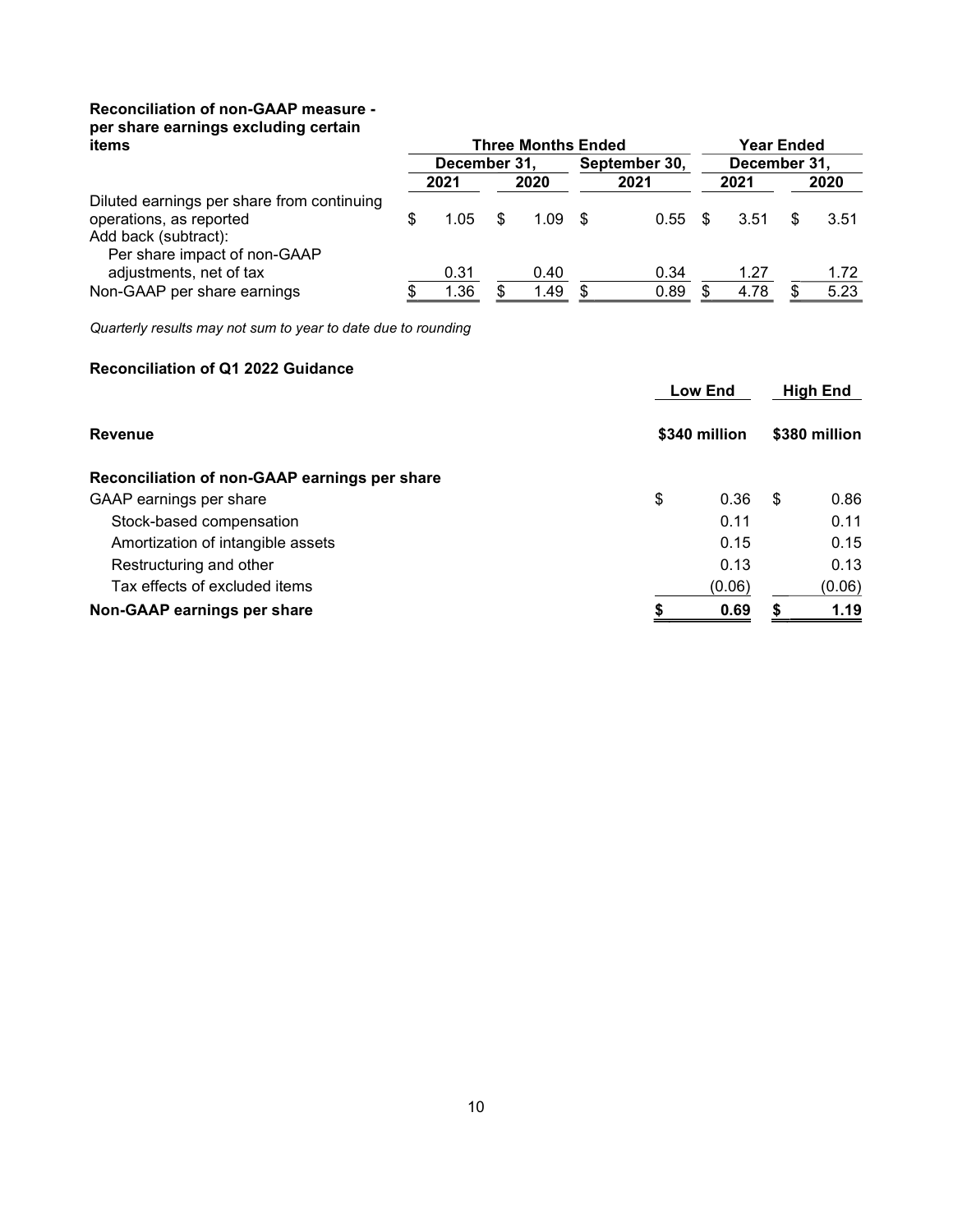| Reconciliation of non-GAAP measure - per share earnings excluding certain items | Three Months Ended | | | Year Ended | |
|---|---|---|---|---|---|
| | December 31, | | September 30, | December 31, | |
| | 2021 | 2020 | 2021 | 2021 | 2020 |
| Diluted earnings per share from continuing operations, as reported | $ 1.05 | $ 1.09 | $ 0.55 | $ 3.51 | $ 3.51 |
| Add back (subtract): | | | | | |
| Per share impact of non-GAAP adjustments, net of tax | 0.31 | 0.40 | 0.34 | 1.27 | 1.72 |
| Non-GAAP per share earnings | $ 1.36 | $ 1.49 | $ 0.89 | $ 4.78 | $ 5.23 |

*Quarterly results may not sum to year to date due to rounding*

**Reconciliation of Q1 2022 Guidance**

| | Low End | High End |
|---|---|---|
| **Revenue** | **$340 million** | **$380 million** |
| **Reconciliation of non-GAAP earnings per share** | | |
| GAAP earnings per share | $ 0.36 | $ 0.86 |
| Stock-based compensation | 0.11 | 0.11 |
| Amortization of intangible assets | 0.15 | 0.15 |
| Restructuring and other | 0.13 | 0.13 |
| Tax effects of excluded items | (0.06) | (0.06) |
| **Non-GAAP earnings per share** | **$ 0.69** | **$ 1.19** |